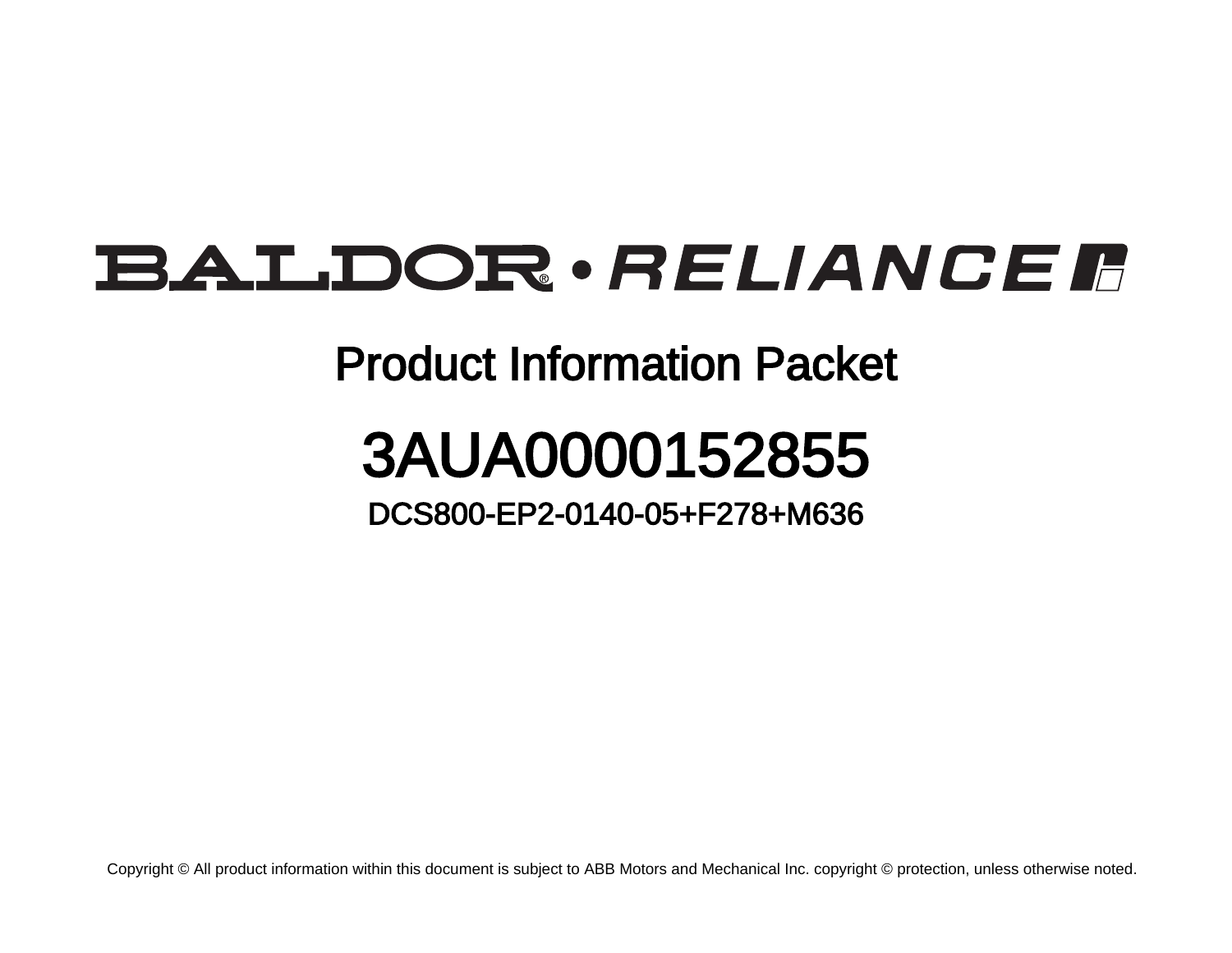# BALDOR • RELIANCE

## Product Information Packet

# 3AUA0000152855

### DCS800-EP2-0140-05+F278+M636

Copyright © All product information within this document is subject to ABB Motors and Mechanical Inc. copyright © protection, unless otherwise noted.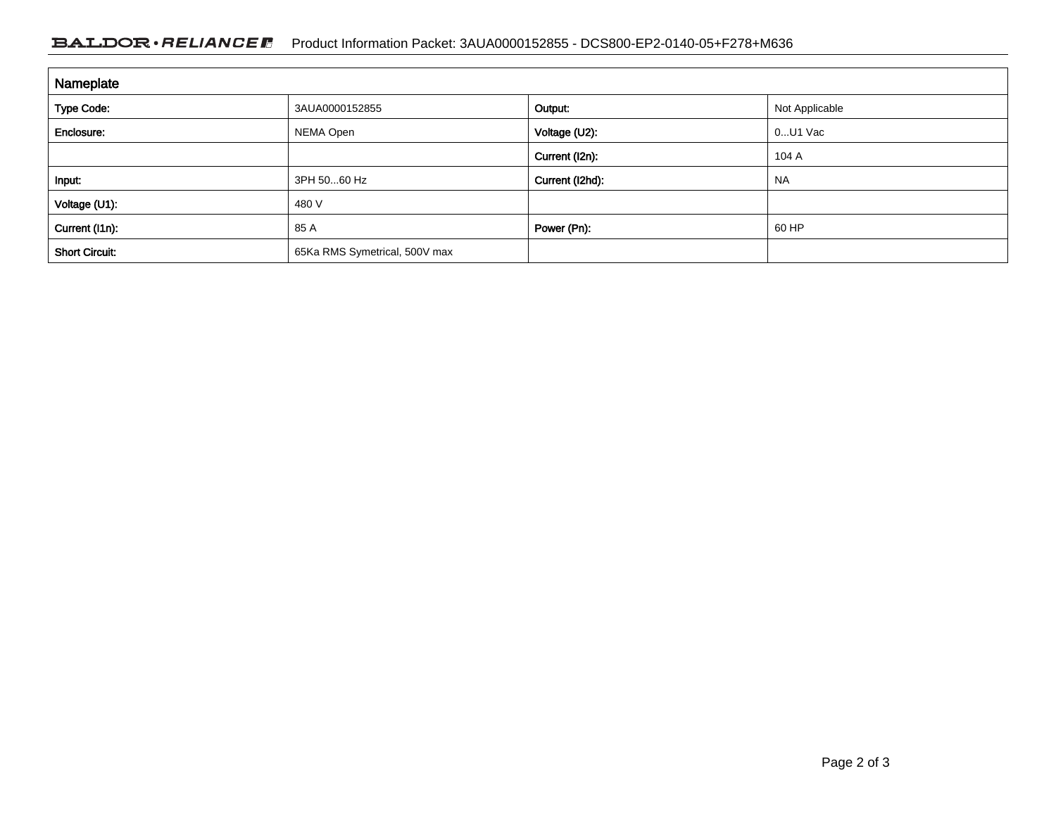| Nameplate | | | |
|---|---|---|---|
| **Type Code:** | 3AUA0000152855 | **Output:** | Not Applicable |
| **Enclosure:** | NEMA Open | **Voltage (U2):** | 0...U1 Vac |
| | | **Current (I2n):** | 104 A |
| **Input:** | 3PH 50...60 Hz | **Current (I2hd):** | NA |
| **Voltage (U1):** | 480 V | | |
| **Current (I1n):** | 85 A | **Power (Pn):** | 60 HP |
| **Short Circuit:** | 65Ka RMS Symetrical, 500V max | | |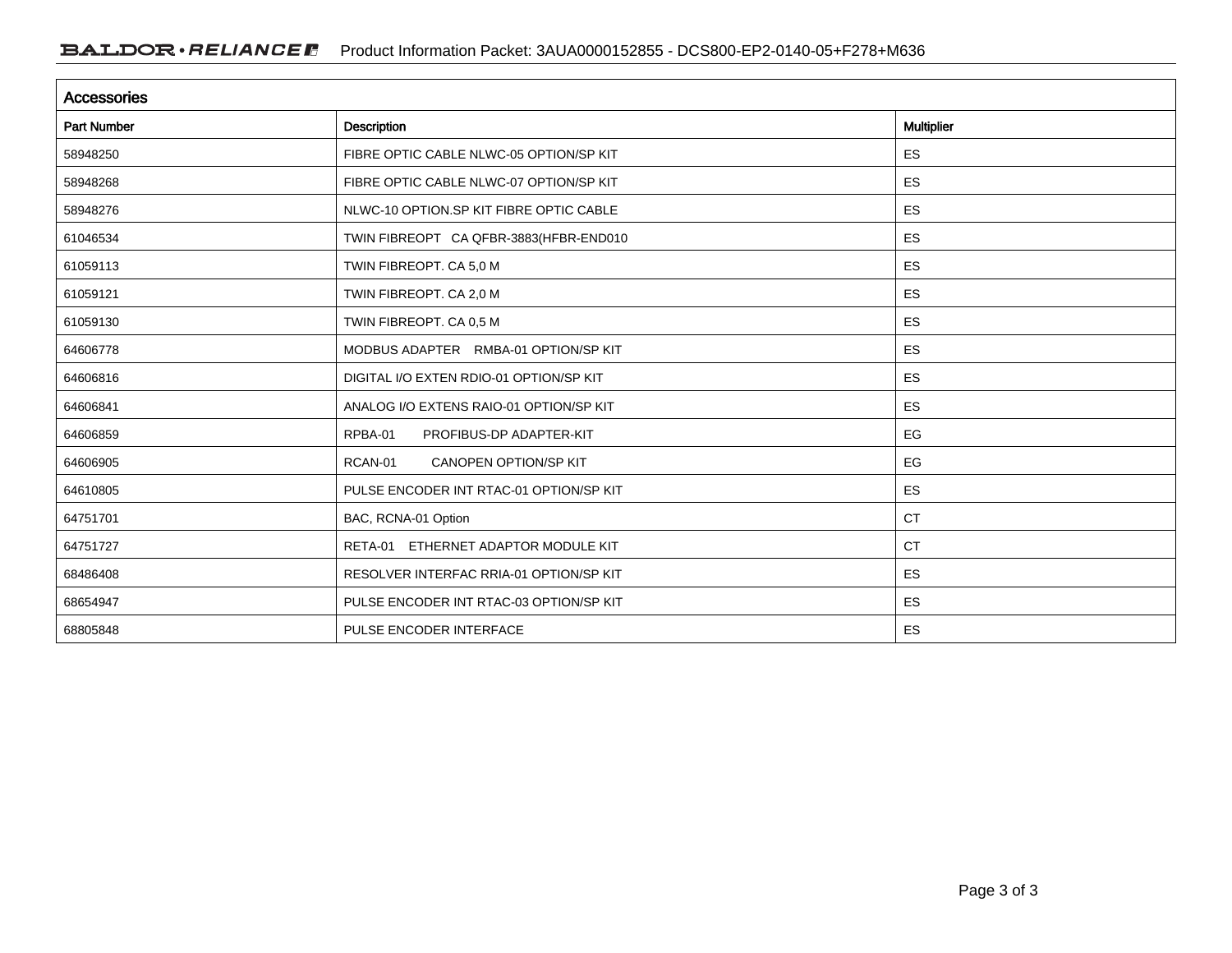## Accessories

| Part Number | Description | Multiplier |
|---|---|---|
| 58948250 | FIBRE OPTIC CABLE NLWC-05 OPTION/SP KIT | ES |
| 58948268 | FIBRE OPTIC CABLE NLWC-07 OPTION/SP KIT | ES |
| 58948276 | NLWC-10 OPTION.SP KIT FIBRE OPTIC CABLE | ES |
| 61046534 | TWIN FIBREOPT CA QFBR-3883(HFBR-END010 | ES |
| 61059113 | TWIN FIBREOPT. CA 5,0 M | ES |
| 61059121 | TWIN FIBREOPT. CA 2,0 M | ES |
| 61059130 | TWIN FIBREOPT. CA 0,5 M | ES |
| 64606778 | MODBUS ADAPTER RMBA-01 OPTION/SP KIT | ES |
| 64606816 | DIGITAL I/O EXTEN RDIO-01 OPTION/SP KIT | ES |
| 64606841 | ANALOG I/O EXTENS RAIO-01 OPTION/SP KIT | ES |
| 64606859 | RPBA-01 PROFIBUS-DP ADAPTER-KIT | EG |
| 64606905 | RCAN-01 CANOPEN OPTION/SP KIT | EG |
| 64610805 | PULSE ENCODER INT RTAC-01 OPTION/SP KIT | ES |
| 64751701 | BAC, RCNA-01 Option | CT |
| 64751727 | RETA-01 ETHERNET ADAPTOR MODULE KIT | CT |
| 68486408 | RESOLVER INTERFAC RRIA-01 OPTION/SP KIT | ES |
| 68654947 | PULSE ENCODER INT RTAC-03 OPTION/SP KIT | ES |
| 68805848 | PULSE ENCODER INTERFACE | ES |